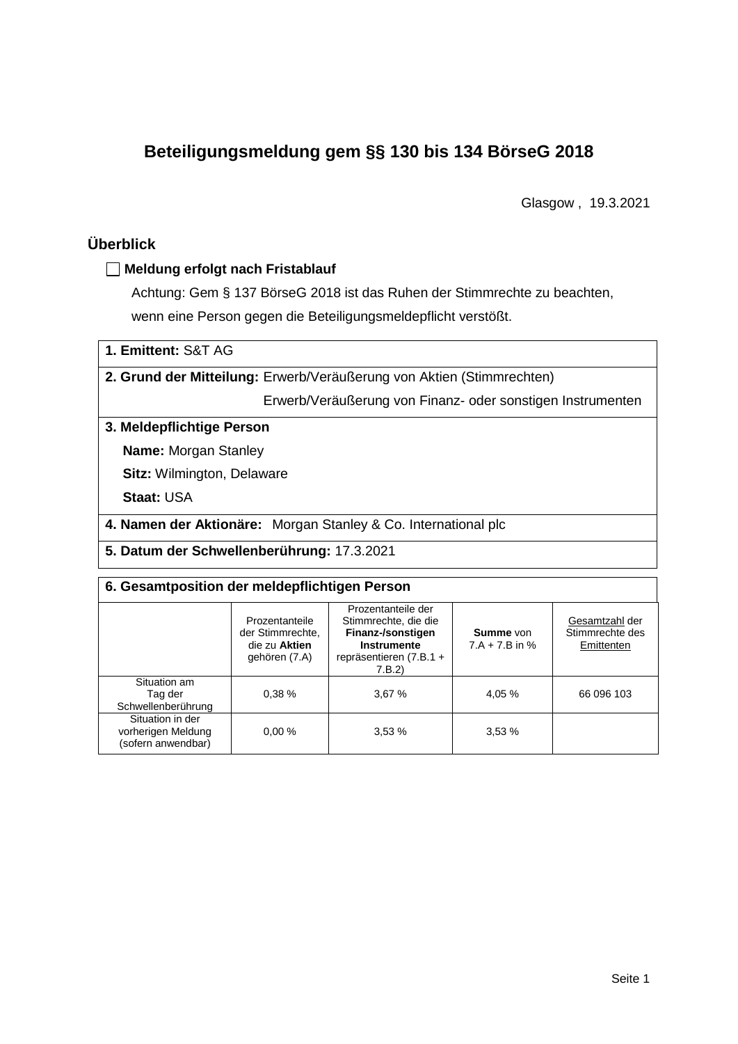# Beteiligungsmeldung gem §§ 130 bis 134 BörseG 2018

Glasgow , 19.3.2021

## Überblick

☐ **Meldung erfolgt nach Fristablauf**

Achtung: Gem § 137 BörseG 2018 ist das Ruhen der Stimmrechte zu beachten, wenn eine Person gegen die Beteiligungsmeldepflicht verstößt.

**1. Emittent:** S&T AG

**2. Grund der Mitteilung:** Erwerb/Veräußerung von Aktien (Stimmrechten)
Erwerb/Veräußerung von Finanz- oder sonstigen Instrumenten

**3. Meldepflichtige Person**

**Name:** Morgan Stanley

**Sitz:** Wilmington, Delaware

**Staat:** USA

**4. Namen der Aktionäre:** Morgan Stanley & Co. International plc

**5. Datum der Schwellenberührung:** 17.3.2021

**6. Gesamtposition der meldepflichtigen Person**

| | Prozentanteile der Stimmrechte, die zu **Aktien** gehören (7.A) | Prozentanteile der Stimmrechte, die die **Finanz-/sonstigen Instrumente** repräsentieren (7.B.1 + 7.B.2) | **Summe** von 7.A + 7.B in % | Gesamtzahl der Stimmrechte des Emittenten |
|---|---|---|---|---|
| Situation am Tag der Schwellenberührung | 0,38 % | 3,67 % | 4,05 % | 66 096 103 |
| Situation in der vorherigen Meldung (sofern anwendbar) | 0,00 % | 3,53 % | 3,53 % | |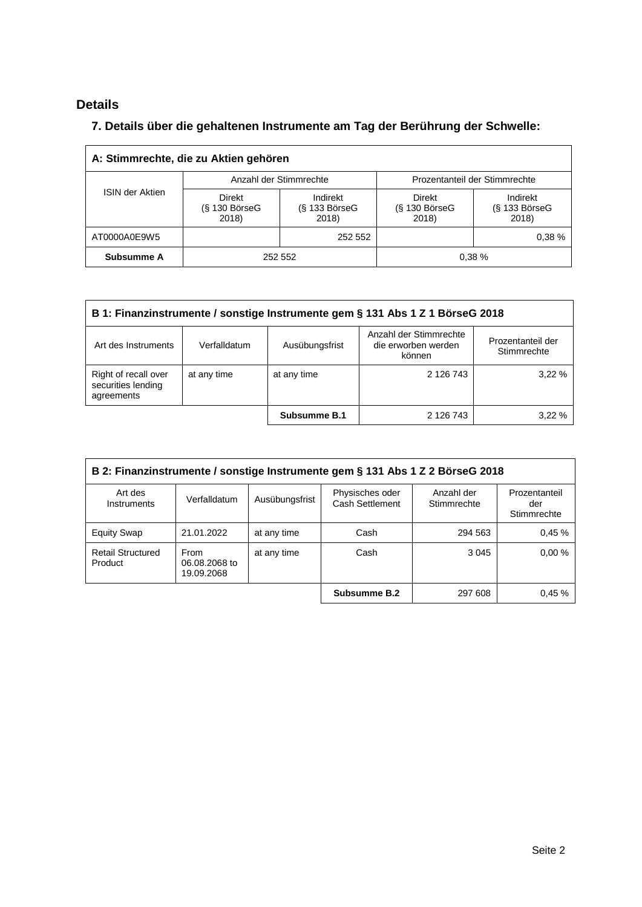## Details

### 7. Details über die gehaltenen Instrumente am Tag der Berührung der Schwelle:

| A: Stimmrechte, die zu Aktien gehören | | | | |
|---|---|---|---|---|
| ISIN der Aktien | Anzahl der Stimmrechte | | Prozentanteil der Stimmrechte | |
| | Direkt (§ 130 BörseG 2018) | Indirekt (§ 133 BörseG 2018) | Direkt (§ 130 BörseG 2018) | Indirekt (§ 133 BörseG 2018) |
| AT0000A0E9W5 | | 252 552 | | 0,38 % |
| **Subsumme A** | 252 552 | | 0,38 % | |

| B 1: Finanzinstrumente / sonstige Instrumente gem § 131 Abs 1 Z 1 BörseG 2018 | | | | |
|---|---|---|---|---|
| Art des Instruments | Verfalldatum | Ausübungsfrist | Anzahl der Stimmrechte die erworben werden können | Prozentanteil der Stimmrechte |
| Right of recall over securities lending agreements | at any time | at any time | 2 126 743 | 3,22 % |
| | | **Subsumme B.1** | 2 126 743 | 3,22 % |

| B 2: Finanzinstrumente / sonstige Instrumente gem § 131 Abs 1 Z 2 BörseG 2018 | | | | | |
|---|---|---|---|---|---|
| Art des Instruments | Verfalldatum | Ausübungsfrist | Physisches oder Cash Settlement | Anzahl der Stimmrechte | Prozentanteil der Stimmrechte |
| Equity Swap | 21.01.2022 | at any time | Cash | 294 563 | 0,45 % |
| Retail Structured Product | From 06.08.2068 to 19.09.2068 | at any time | Cash | 3 045 | 0,00 % |
| | | | **Subsumme B.2** | 297 608 | 0,45 % |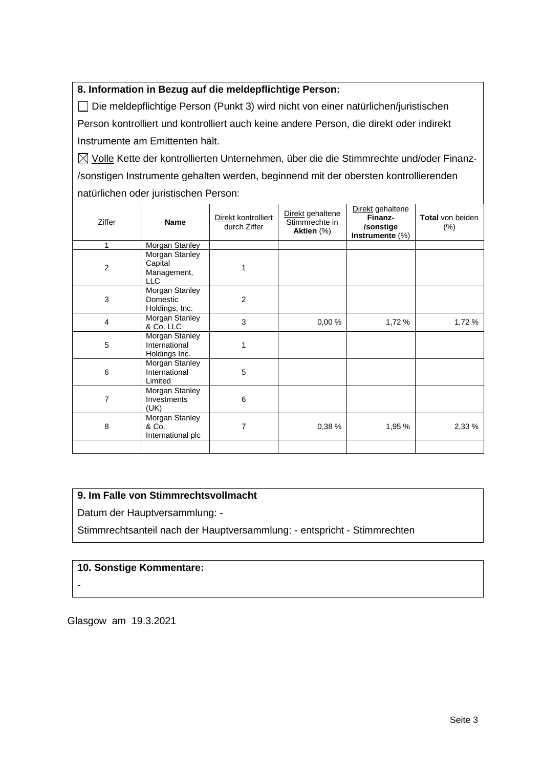### 8. Information in Bezug auf die meldepflichtige Person:

☐ Die meldepflichtige Person (Punkt 3) wird nicht von einer natürlichen/juristischen Person kontrolliert und kontrolliert auch keine andere Person, die direkt oder indirekt Instrumente am Emittenten hält.

☒ Volle Kette der kontrollierten Unternehmen, über die die Stimmrechte und/oder Finanz-/sonstigen Instrumente gehalten werden, beginnend mit der obersten kontrollierenden natürlichen oder juristischen Person:

| Ziffer | **Name** | Direkt kontrolliert durch Ziffer | Direkt gehaltene Stimmrechte in **Aktien** (%) | Direkt gehaltene **Finanz-/sonstige Instrumente** (%) | **Total** von beiden (%) |
|---|---|---|---|---|---|
| 1 | Morgan Stanley | | | | |
| 2 | Morgan Stanley Capital Management, LLC | 1 | | | |
| 3 | Morgan Stanley Domestic Holdings, Inc. | 2 | | | |
| 4 | Morgan Stanley & Co. LLC | 3 | 0,00 % | 1,72 % | 1,72 % |
| 5 | Morgan Stanley International Holdings Inc. | 1 | | | |
| 6 | Morgan Stanley International Limited | 5 | | | |
| 7 | Morgan Stanley Investments (UK) | 6 | | | |
| 8 | Morgan Stanley & Co. International plc | 7 | 0,38 % | 1,95 % | 2,33 % |
| | | | | | |

### 9. Im Falle von Stimmrechtsvollmacht

Datum der Hauptversammlung: -

Stimmrechtsanteil nach der Hauptversammlung: - entspricht - Stimmrechten

### 10. Sonstige Kommentare:

-

Glasgow am 19.3.2021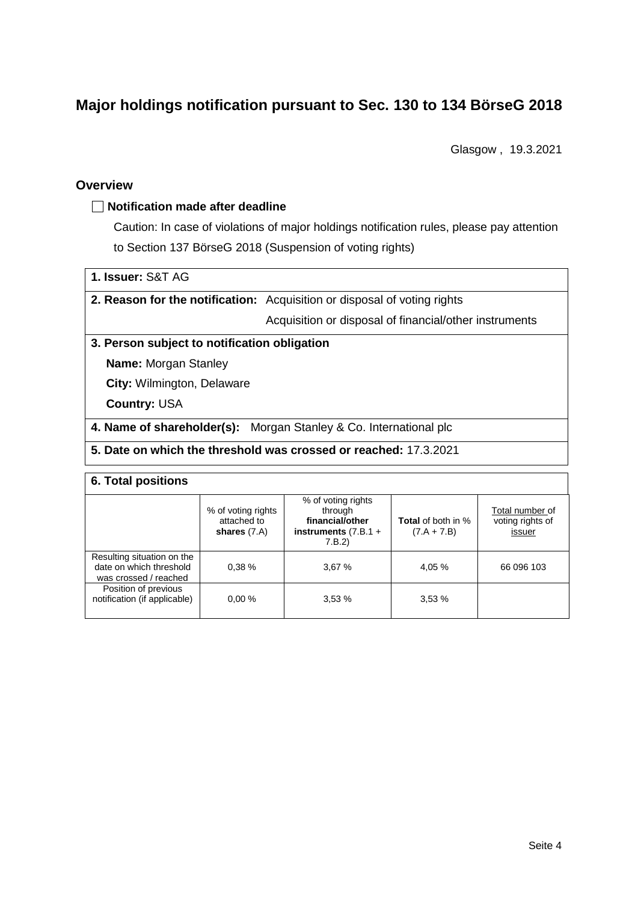# Major holdings notification pursuant to Sec. 130 to 134 BörseG 2018

Glasgow , 19.3.2021

## Overview

☐ **Notification made after deadline**

Caution: In case of violations of major holdings notification rules, please pay attention to Section 137 BörseG 2018 (Suspension of voting rights)

**1. Issuer:** S&T AG

**2. Reason for the notification:** Acquisition or disposal of voting rights
Acquisition or disposal of financial/other instruments

**3. Person subject to notification obligation**

**Name:** Morgan Stanley

**City:** Wilmington, Delaware

**Country:** USA

**4. Name of shareholder(s):** Morgan Stanley & Co. International plc

**5. Date on which the threshold was crossed or reached:** 17.3.2021

**6. Total positions**

| | % of voting rights attached to **shares** (7.A) | % of voting rights through **financial/other instruments** (7.B.1 + 7.B.2) | **Total** of both in % (7.A + 7.B) | Total number of voting rights of issuer |
|---|---|---|---|---|
| Resulting situation on the date on which threshold was crossed / reached | 0,38 % | 3,67 % | 4,05 % | 66 096 103 |
| Position of previous notification (if applicable) | 0,00 % | 3,53 % | 3,53 % | |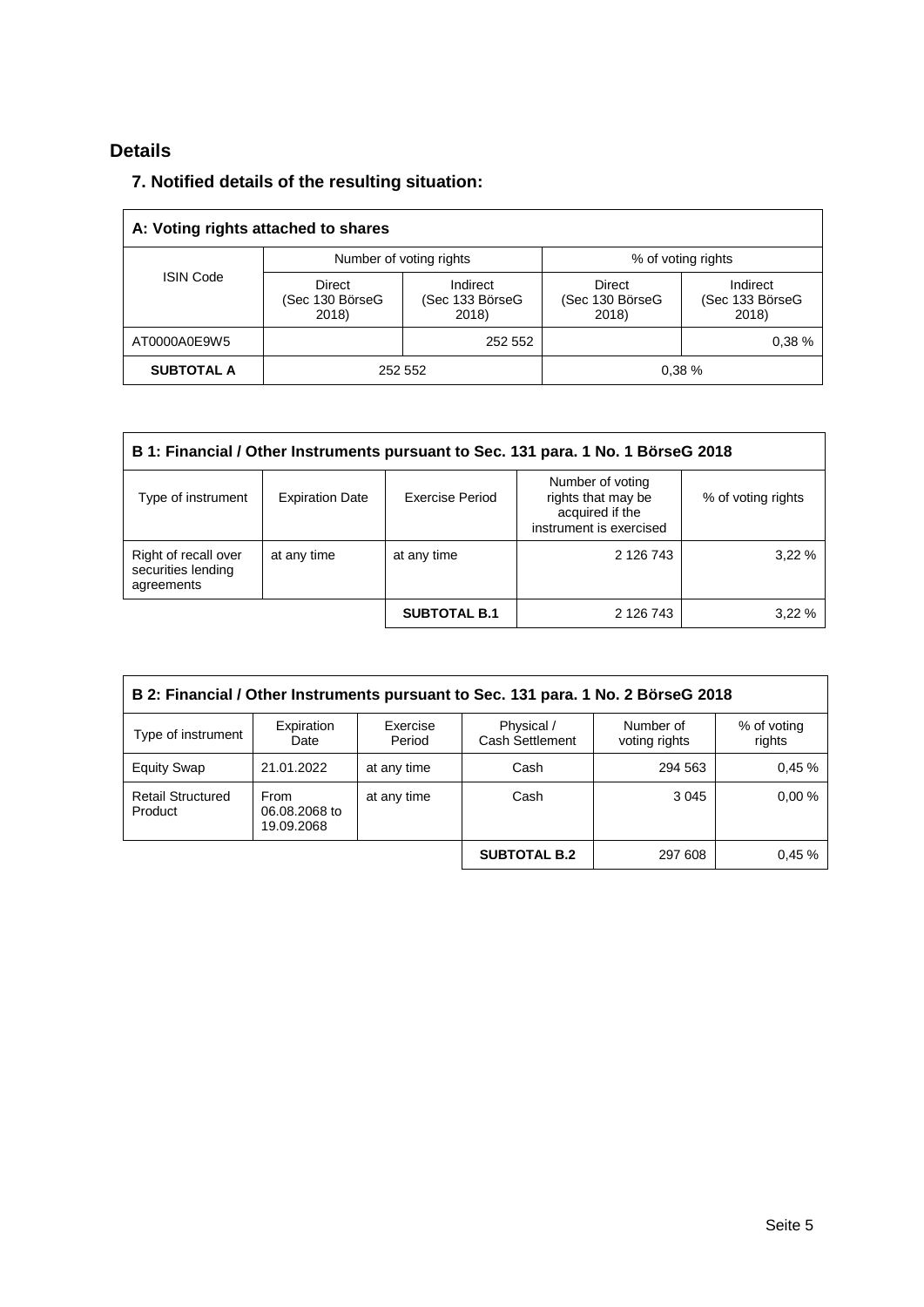## Details

### 7. Notified details of the resulting situation:

| A: Voting rights attached to shares | | | | |
|---|---|---|---|---|
| ISIN Code | Number of voting rights | | % of voting rights | |
| | Direct (Sec 130 BörseG 2018) | Indirect (Sec 133 BörseG 2018) | Direct (Sec 130 BörseG 2018) | Indirect (Sec 133 BörseG 2018) |
| AT0000A0E9W5 | | 252 552 | | 0,38 % |
| **SUBTOTAL A** | 252 552 | | 0,38 % | |

| B 1: Financial / Other Instruments pursuant to Sec. 131 para. 1 No. 1 BörseG 2018 | | | | |
|---|---|---|---|---|
| Type of instrument | Expiration Date | Exercise Period | Number of voting rights that may be acquired if the instrument is exercised | % of voting rights |
| Right of recall over securities lending agreements | at any time | at any time | 2 126 743 | 3,22 % |
| | | **SUBTOTAL B.1** | 2 126 743 | 3,22 % |

| B 2: Financial / Other Instruments pursuant to Sec. 131 para. 1 No. 2 BörseG 2018 | | | | | |
|---|---|---|---|---|---|
| Type of instrument | Expiration Date | Exercise Period | Physical / Cash Settlement | Number of voting rights | % of voting rights |
| Equity Swap | 21.01.2022 | at any time | Cash | 294 563 | 0,45 % |
| Retail Structured Product | From 06.08.2068 to 19.09.2068 | at any time | Cash | 3 045 | 0,00 % |
| | | | **SUBTOTAL B.2** | 297 608 | 0,45 % |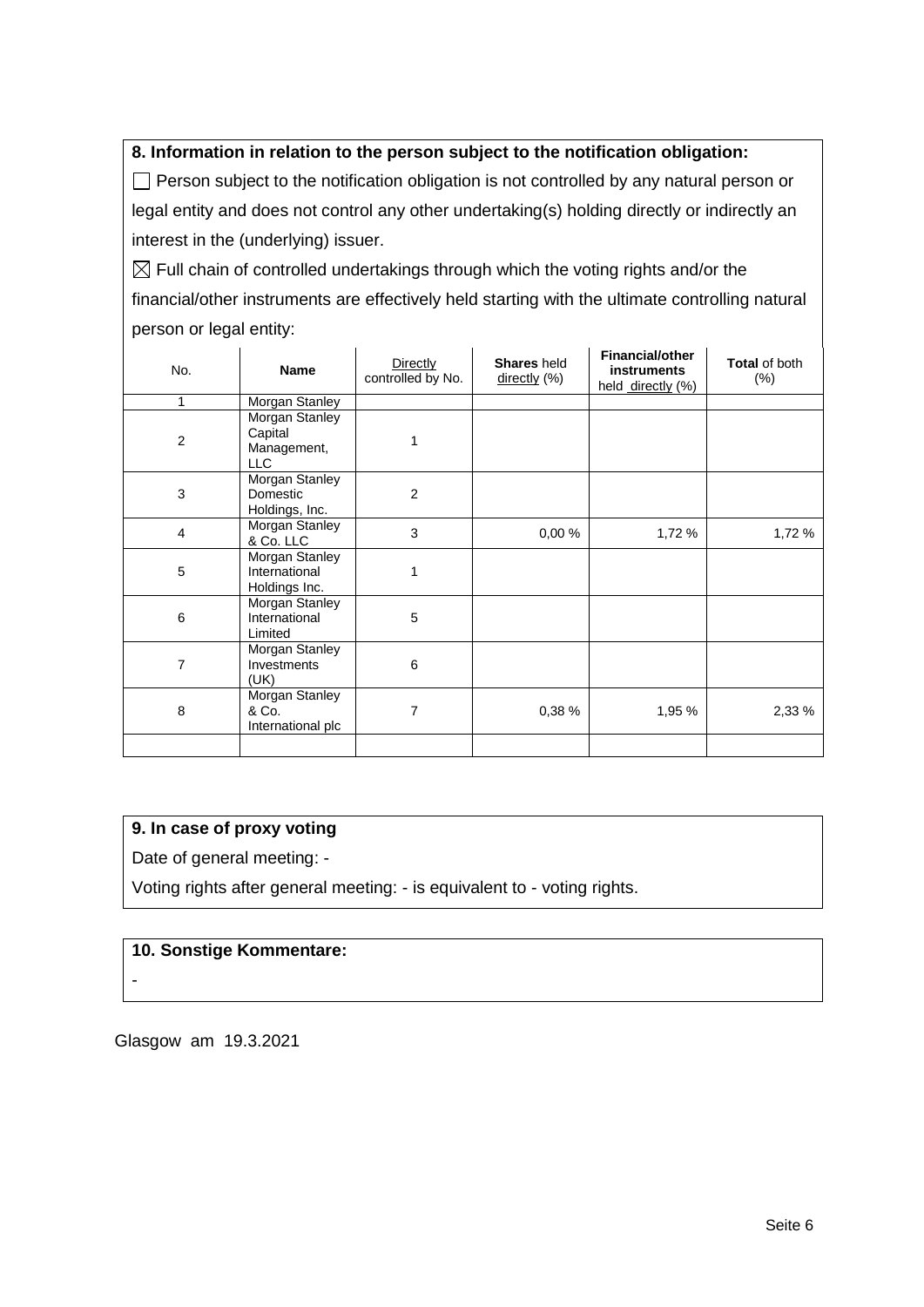**8. Information in relation to the person subject to the notification obligation:**

☐ Person subject to the notification obligation is not controlled by any natural person or legal entity and does not control any other undertaking(s) holding directly or indirectly an interest in the (underlying) issuer.

☒ Full chain of controlled undertakings through which the voting rights and/or the financial/other instruments are effectively held starting with the ultimate controlling natural person or legal entity:

| No. | Name | Directly controlled by No. | **Shares** held directly (%) | **Financial/other instruments** held directly (%) | **Total** of both (%) |
|---|---|---|---|---|---|
| 1 | Morgan Stanley | | | | |
| 2 | Morgan Stanley Capital Management, LLC | 1 | | | |
| 3 | Morgan Stanley Domestic Holdings, Inc. | 2 | | | |
| 4 | Morgan Stanley & Co. LLC | 3 | 0,00 % | 1,72 % | 1,72 % |
| 5 | Morgan Stanley International Holdings Inc. | 1 | | | |
| 6 | Morgan Stanley International Limited | 5 | | | |
| 7 | Morgan Stanley Investments (UK) | 6 | | | |
| 8 | Morgan Stanley & Co. International plc | 7 | 0,38 % | 1,95 % | 2,33 % |
| | | | | | |

**9. In case of proxy voting**

Date of general meeting: -

Voting rights after general meeting: - is equivalent to - voting rights.

**10. Sonstige Kommentare:**

-

Glasgow am 19.3.2021